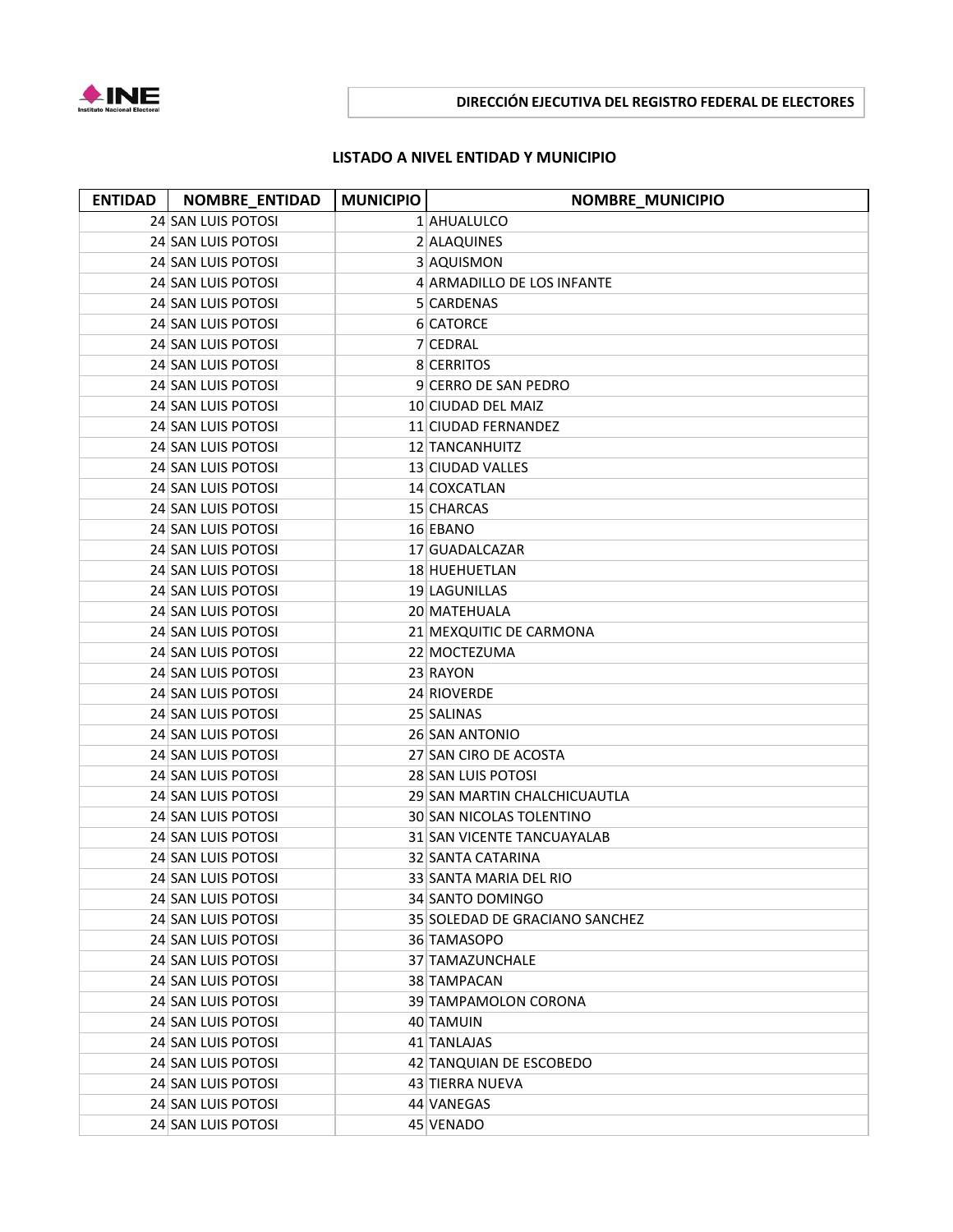**DIRECCIÓN EJECUTIVA DEL REGISTRO FEDERAL DE ELECTORES**

## LISTADO A NIVEL ENTIDAD Y MUNICIPIO

| ENTIDAD | NOMBRE_ENTIDAD | MUNICIPIO | NOMBRE_MUNICIPIO |
|---|---|---|---|
| 24 | SAN LUIS POTOSI | 1 | AHUALULCO |
| 24 | SAN LUIS POTOSI | 2 | ALAQUINES |
| 24 | SAN LUIS POTOSI | 3 | AQUISMON |
| 24 | SAN LUIS POTOSI | 4 | ARMADILLO DE LOS INFANTE |
| 24 | SAN LUIS POTOSI | 5 | CARDENAS |
| 24 | SAN LUIS POTOSI | 6 | CATORCE |
| 24 | SAN LUIS POTOSI | 7 | CEDRAL |
| 24 | SAN LUIS POTOSI | 8 | CERRITOS |
| 24 | SAN LUIS POTOSI | 9 | CERRO DE SAN PEDRO |
| 24 | SAN LUIS POTOSI | 10 | CIUDAD DEL MAIZ |
| 24 | SAN LUIS POTOSI | 11 | CIUDAD FERNANDEZ |
| 24 | SAN LUIS POTOSI | 12 | TANCANHUITZ |
| 24 | SAN LUIS POTOSI | 13 | CIUDAD VALLES |
| 24 | SAN LUIS POTOSI | 14 | COXCATLAN |
| 24 | SAN LUIS POTOSI | 15 | CHARCAS |
| 24 | SAN LUIS POTOSI | 16 | EBANO |
| 24 | SAN LUIS POTOSI | 17 | GUADALCAZAR |
| 24 | SAN LUIS POTOSI | 18 | HUEHUETLAN |
| 24 | SAN LUIS POTOSI | 19 | LAGUNILLAS |
| 24 | SAN LUIS POTOSI | 20 | MATEHUALA |
| 24 | SAN LUIS POTOSI | 21 | MEXQUITIC DE CARMONA |
| 24 | SAN LUIS POTOSI | 22 | MOCTEZUMA |
| 24 | SAN LUIS POTOSI | 23 | RAYON |
| 24 | SAN LUIS POTOSI | 24 | RIOVERDE |
| 24 | SAN LUIS POTOSI | 25 | SALINAS |
| 24 | SAN LUIS POTOSI | 26 | SAN ANTONIO |
| 24 | SAN LUIS POTOSI | 27 | SAN CIRO DE ACOSTA |
| 24 | SAN LUIS POTOSI | 28 | SAN LUIS POTOSI |
| 24 | SAN LUIS POTOSI | 29 | SAN MARTIN CHALCHICUAUTLA |
| 24 | SAN LUIS POTOSI | 30 | SAN NICOLAS TOLENTINO |
| 24 | SAN LUIS POTOSI | 31 | SAN VICENTE TANCUAYALAB |
| 24 | SAN LUIS POTOSI | 32 | SANTA CATARINA |
| 24 | SAN LUIS POTOSI | 33 | SANTA MARIA DEL RIO |
| 24 | SAN LUIS POTOSI | 34 | SANTO DOMINGO |
| 24 | SAN LUIS POTOSI | 35 | SOLEDAD DE GRACIANO SANCHEZ |
| 24 | SAN LUIS POTOSI | 36 | TAMASOPO |
| 24 | SAN LUIS POTOSI | 37 | TAMAZUNCHALE |
| 24 | SAN LUIS POTOSI | 38 | TAMPACAN |
| 24 | SAN LUIS POTOSI | 39 | TAMPAMOLON CORONA |
| 24 | SAN LUIS POTOSI | 40 | TAMUIN |
| 24 | SAN LUIS POTOSI | 41 | TANLAJAS |
| 24 | SAN LUIS POTOSI | 42 | TANQUIAN DE ESCOBEDO |
| 24 | SAN LUIS POTOSI | 43 | TIERRA NUEVA |
| 24 | SAN LUIS POTOSI | 44 | VANEGAS |
| 24 | SAN LUIS POTOSI | 45 | VENADO |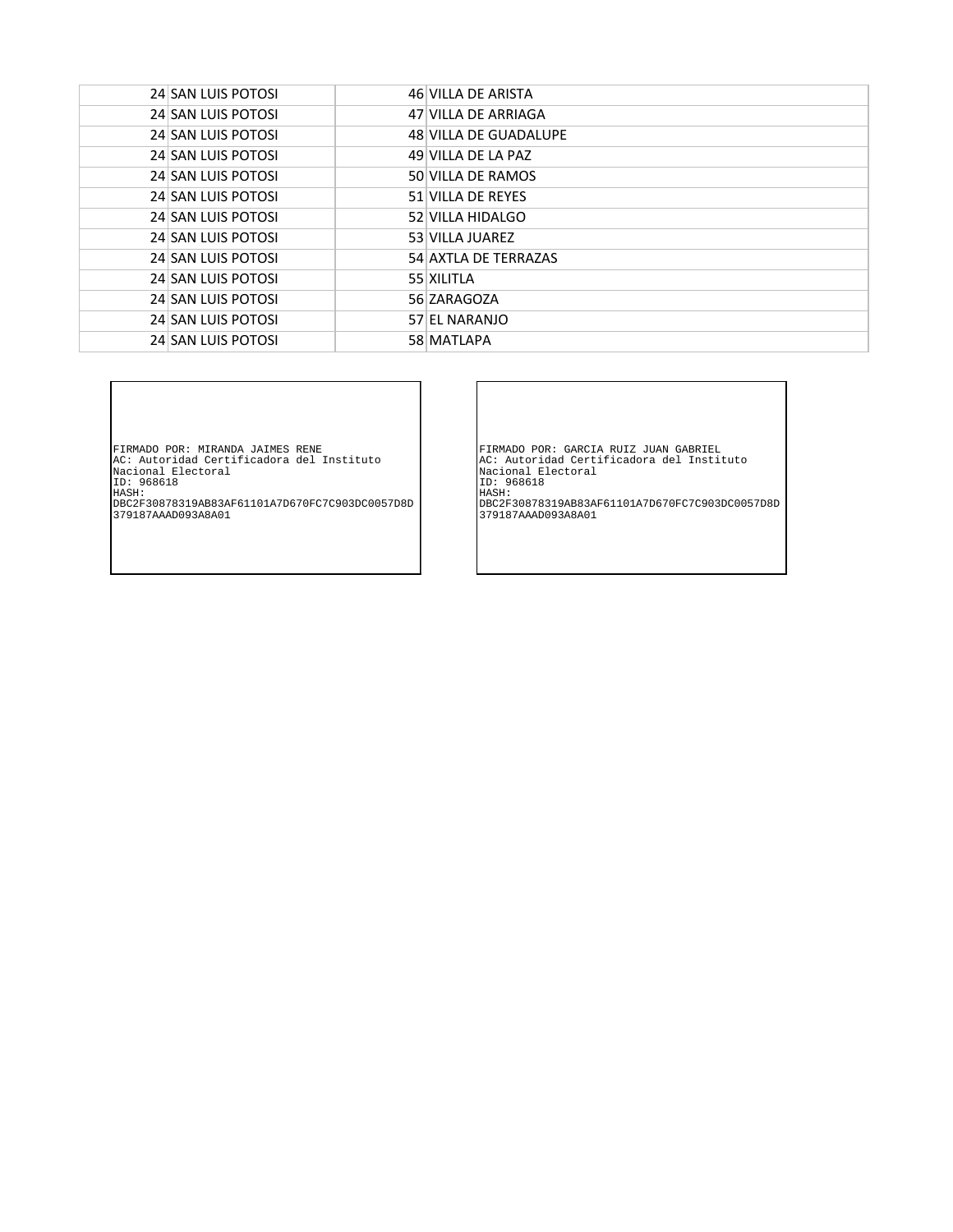| | | | |
|---|---|---|---|
| 24 | SAN LUIS POTOSI | 46 | VILLA DE ARISTA |
| 24 | SAN LUIS POTOSI | 47 | VILLA DE ARRIAGA |
| 24 | SAN LUIS POTOSI | 48 | VILLA DE GUADALUPE |
| 24 | SAN LUIS POTOSI | 49 | VILLA DE LA PAZ |
| 24 | SAN LUIS POTOSI | 50 | VILLA DE RAMOS |
| 24 | SAN LUIS POTOSI | 51 | VILLA DE REYES |
| 24 | SAN LUIS POTOSI | 52 | VILLA HIDALGO |
| 24 | SAN LUIS POTOSI | 53 | VILLA JUAREZ |
| 24 | SAN LUIS POTOSI | 54 | AXTLA DE TERRAZAS |
| 24 | SAN LUIS POTOSI | 55 | XILITLA |
| 24 | SAN LUIS POTOSI | 56 | ZARAGOZA |
| 24 | SAN LUIS POTOSI | 57 | EL NARANJO |
| 24 | SAN LUIS POTOSI | 58 | MATLAPA |

FIRMADO POR: MIRANDA JAIMES RENE
AC: Autoridad Certificadora del Instituto Nacional Electoral
ID: 968618
HASH:
DBC2F30878319AB83AF61101A7D670FC7C903DC0057D8D379187AAAD093A8A01

FIRMADO POR: GARCIA RUIZ JUAN GABRIEL
AC: Autoridad Certificadora del Instituto Nacional Electoral
ID: 968618
HASH:
DBC2F30878319AB83AF61101A7D670FC7C903DC0057D8D379187AAAD093A8A01